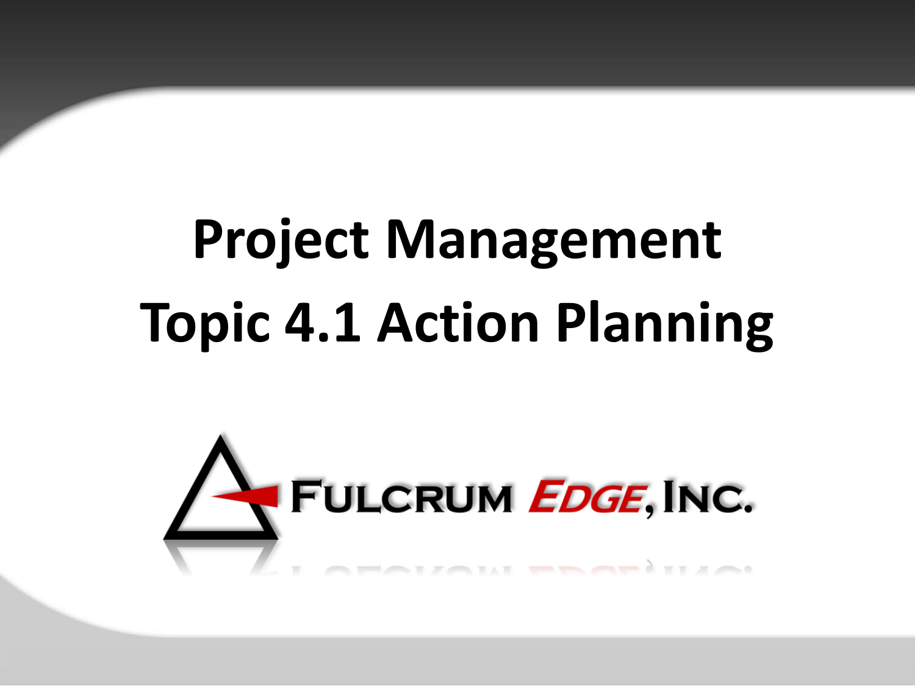# Project Management
# Topic 4.1 Action Planning

FULCRUM EDGE, INC.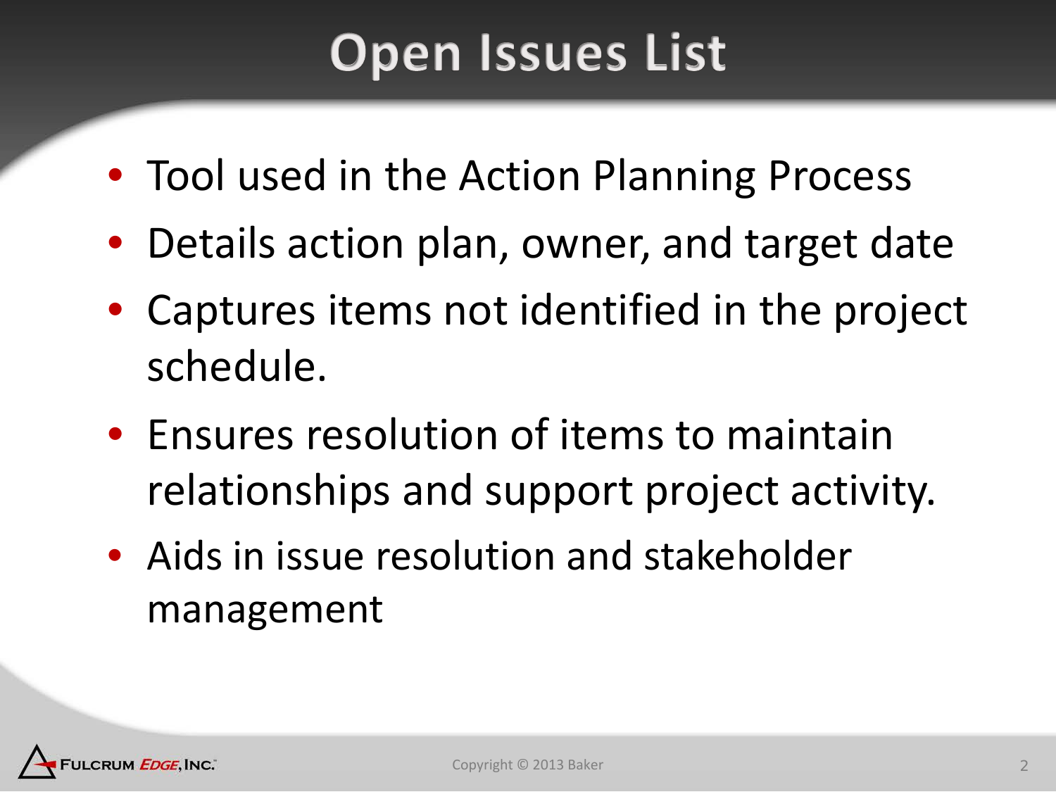# Open Issues List

- Tool used in the Action Planning Process
- Details action plan, owner, and target date
- Captures items not identified in the project schedule.
- Ensures resolution of items to maintain relationships and support project activity.
- Aids in issue resolution and stakeholder management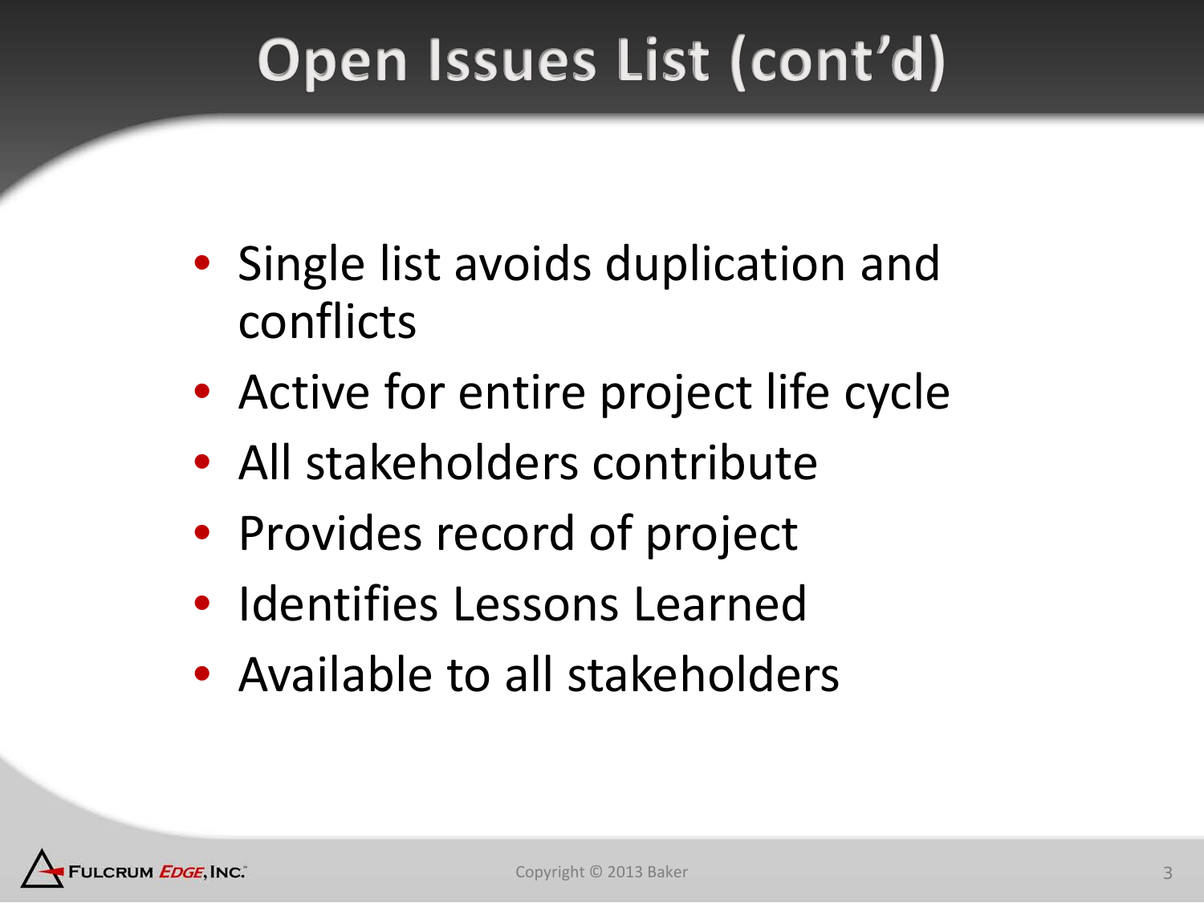# Open Issues List (cont'd)

- Single list avoids duplication and conflicts
- Active for entire project life cycle
- All stakeholders contribute
- Provides record of project
- Identifies Lessons Learned
- Available to all stakeholders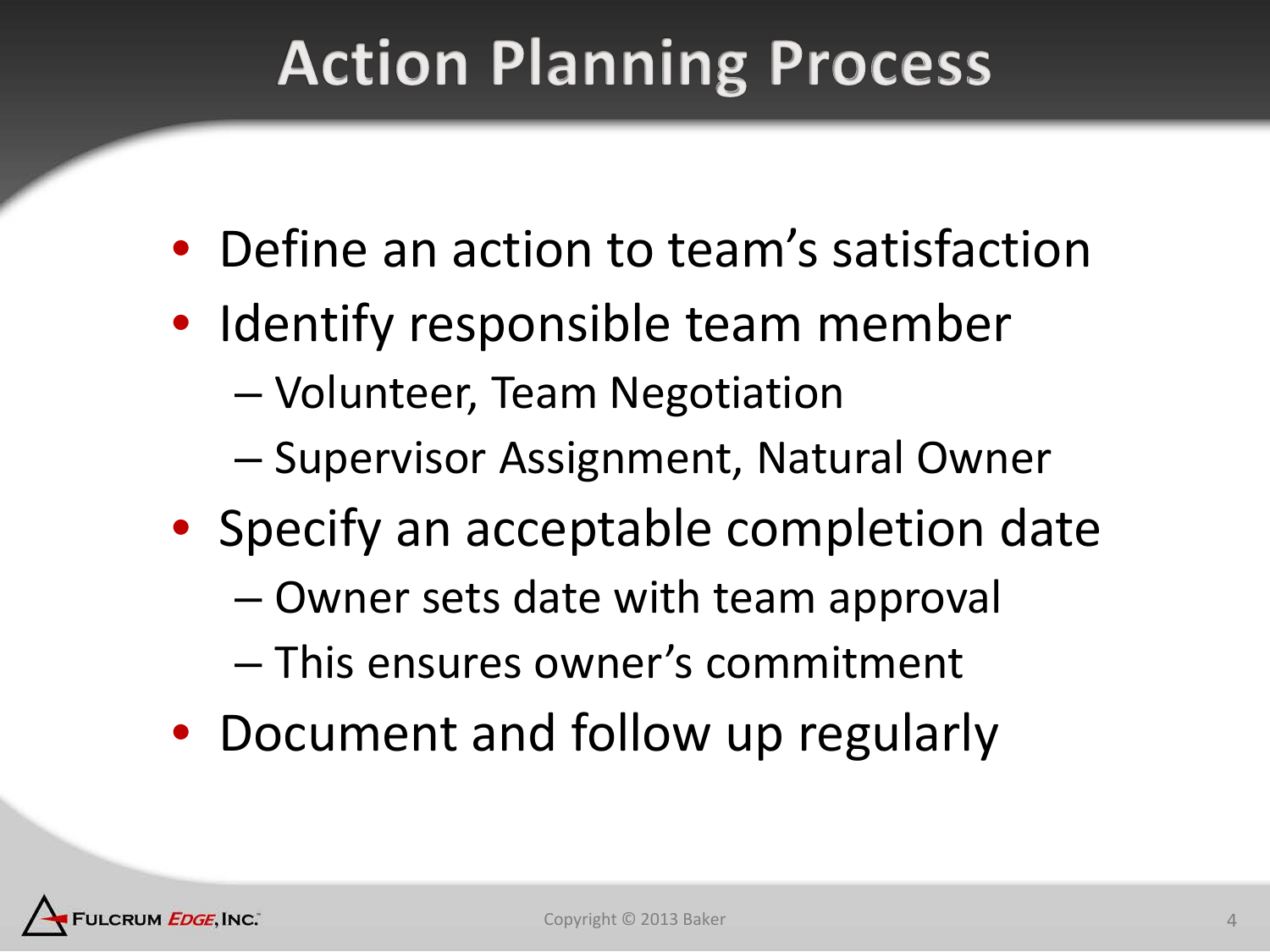# Action Planning Process

- Define an action to team's satisfaction
- Identify responsible team member
  - Volunteer, Team Negotiation
  - Supervisor Assignment, Natural Owner
- Specify an acceptable completion date
  - Owner sets date with team approval
  - This ensures owner's commitment
- Document and follow up regularly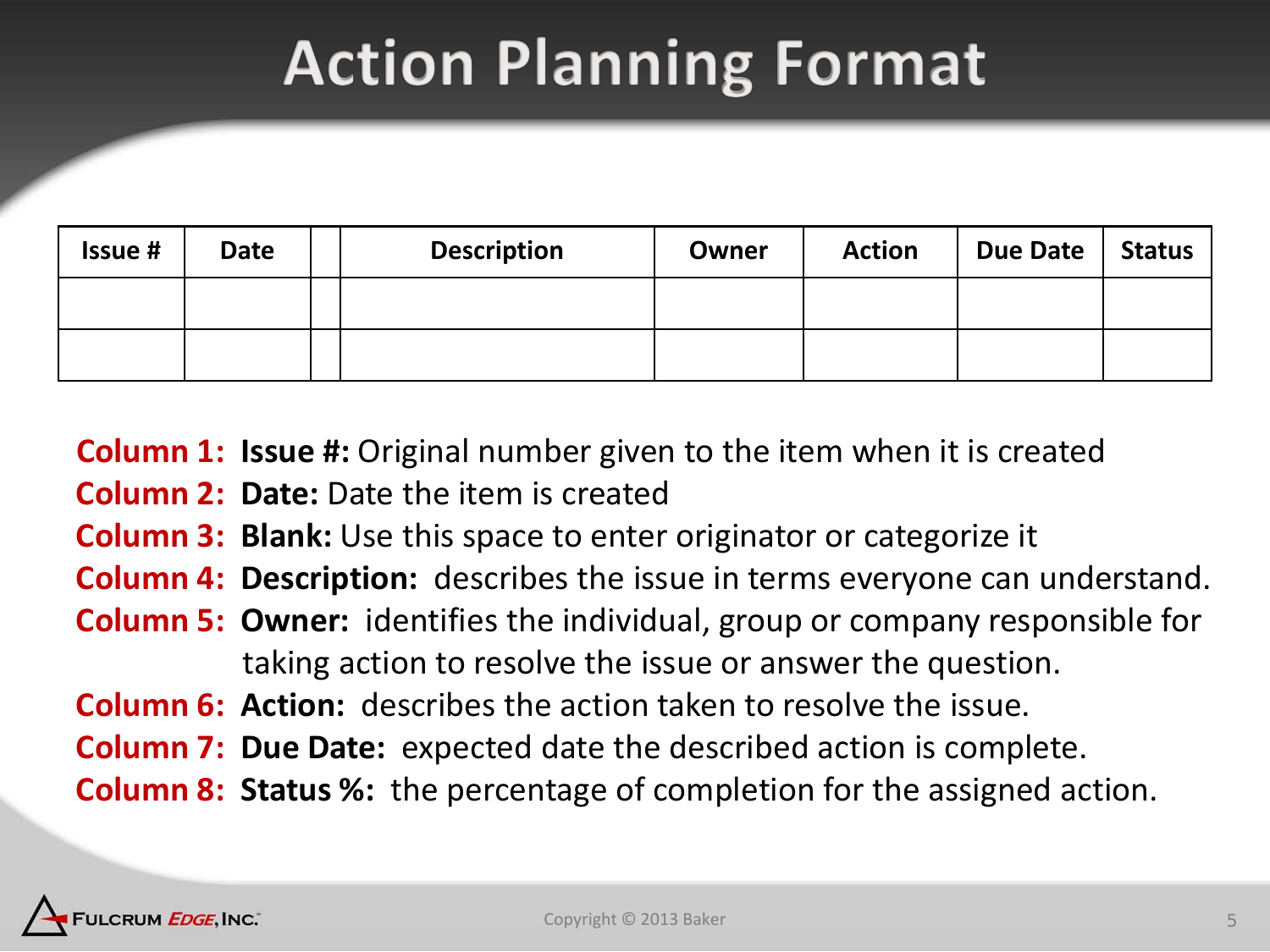# Action Planning Format

| Issue # | Date | | Description | Owner | Action | Due Date | Status |
|---|---|---|---|---|---|---|---|
| | | | | | | | |
| | | | | | | | |

**Column 1:** **Issue #:** Original number given to the item when it is created

**Column 2:** **Date:** Date the item is created

**Column 3:** **Blank:** Use this space to enter originator or categorize it

**Column 4:** **Description:** describes the issue in terms everyone can understand.

**Column 5:** **Owner:** identifies the individual, group or company responsible for taking action to resolve the issue or answer the question.

**Column 6:** **Action:** describes the action taken to resolve the issue.

**Column 7:** **Due Date:** expected date the described action is complete.

**Column 8:** **Status %:** the percentage of completion for the assigned action.

Fulcrum *Edge*, Inc.

Copyright © 2013 Baker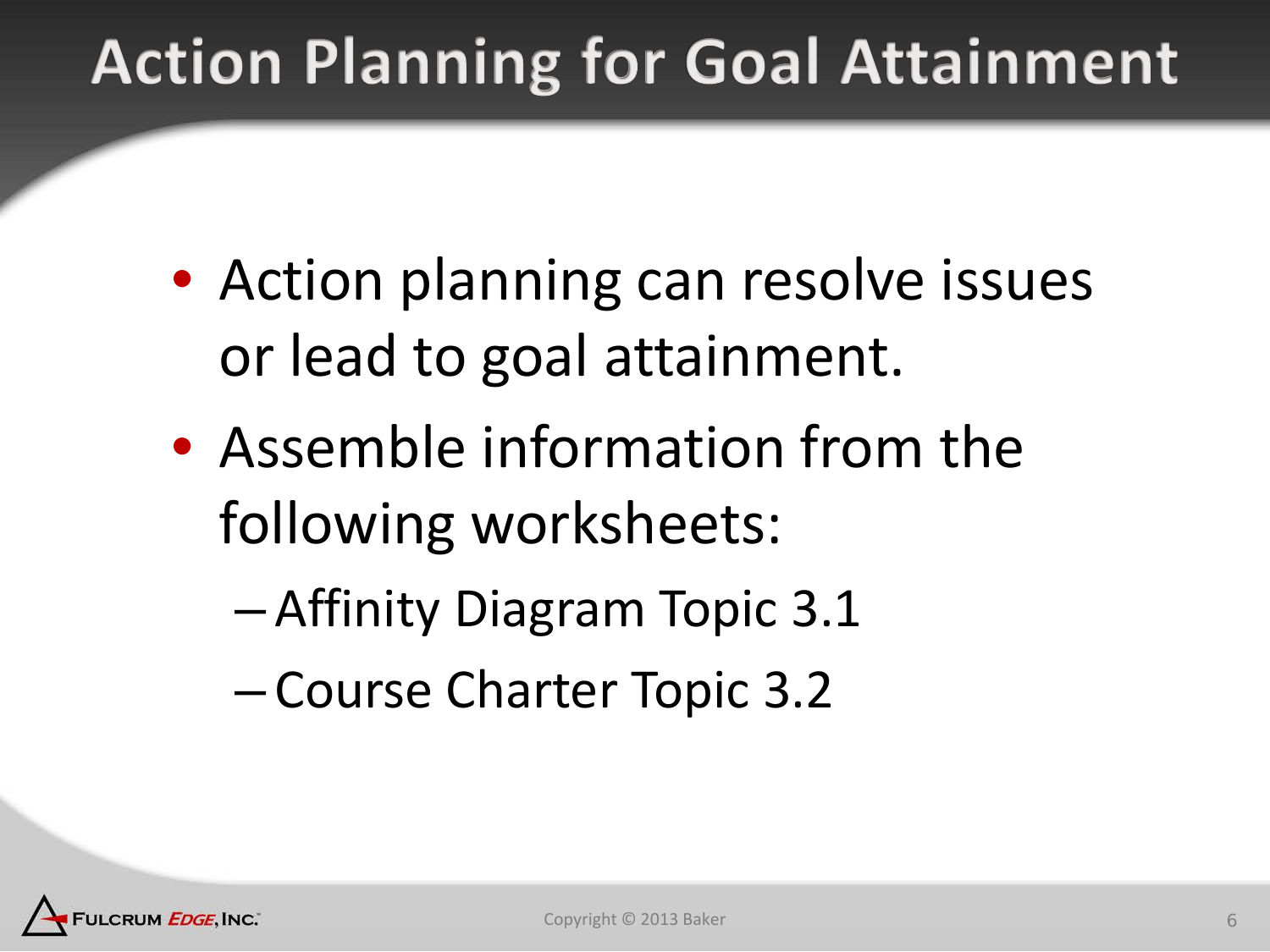# Action Planning for Goal Attainment

- Action planning can resolve issues or lead to goal attainment.
- Assemble information from the following worksheets:
  - Affinity Diagram Topic 3.1
  - Course Charter Topic 3.2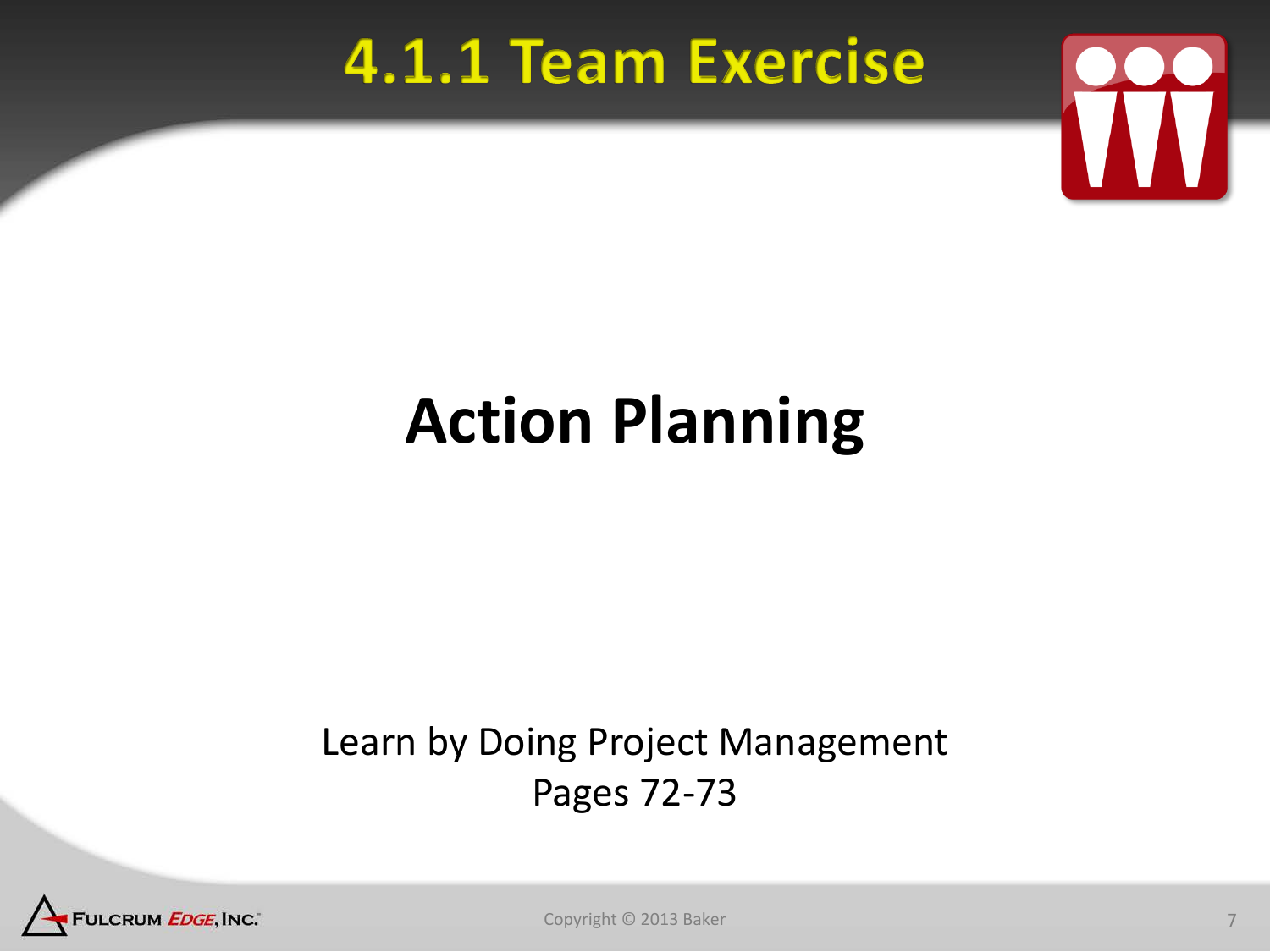# 4.1.1 Team Exercise

## Action Planning

Learn by Doing Project Management
Pages 72-73

FULCRUM EDGE, INC.

Copyright © 2013 Baker